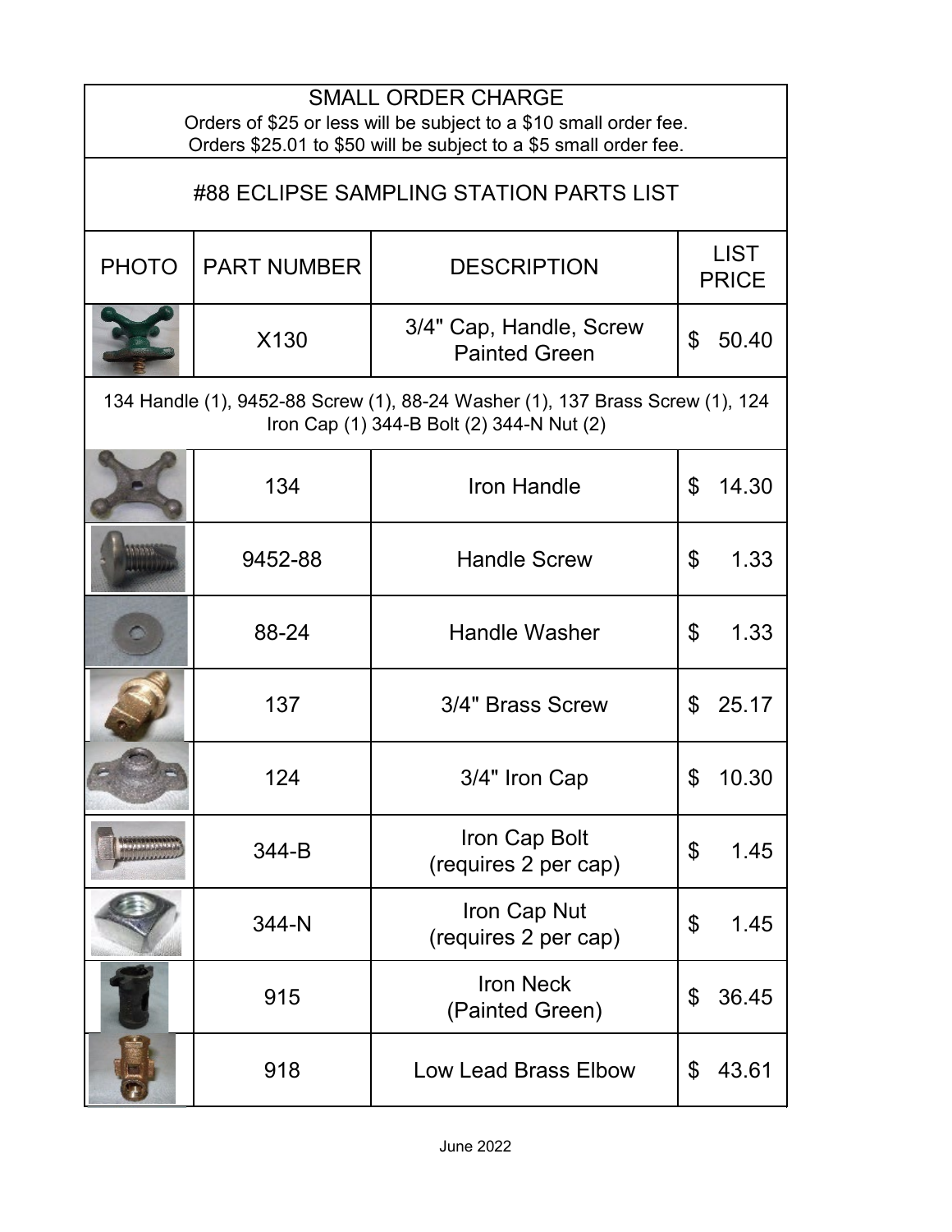## SMALL ORDER CHARGE

Orders of $25 or less will be subject to a $10 small order fee.
Orders $25.01 to $50 will be subject to a $5 small order fee.

## #88 ECLIPSE SAMPLING STATION PARTS LIST

| PHOTO | PART NUMBER | DESCRIPTION | LIST PRICE |
|---|---|---|---|
| | X130 | 3/4" Cap, Handle, Screw Painted Green | $ 50.40 |
| 134 Handle (1), 9452-88 Screw (1), 88-24 Washer (1), 137 Brass Screw (1), 124 Iron Cap (1) 344-B Bolt (2) 344-N Nut (2) | | | |
| | 134 | Iron Handle | $ 14.30 |
| | 9452-88 | Handle Screw | $ 1.33 |
| | 88-24 | Handle Washer | $ 1.33 |
| | 137 | 3/4" Brass Screw | $ 25.17 |
| | 124 | 3/4" Iron Cap | $ 10.30 |
| | 344-B | Iron Cap Bolt (requires 2 per cap) | $ 1.45 |
| | 344-N | Iron Cap Nut (requires 2 per cap) | $ 1.45 |
| | 915 | Iron Neck (Painted Green) | $ 36.45 |
| | 918 | Low Lead Brass Elbow | $ 43.61 |

June 2022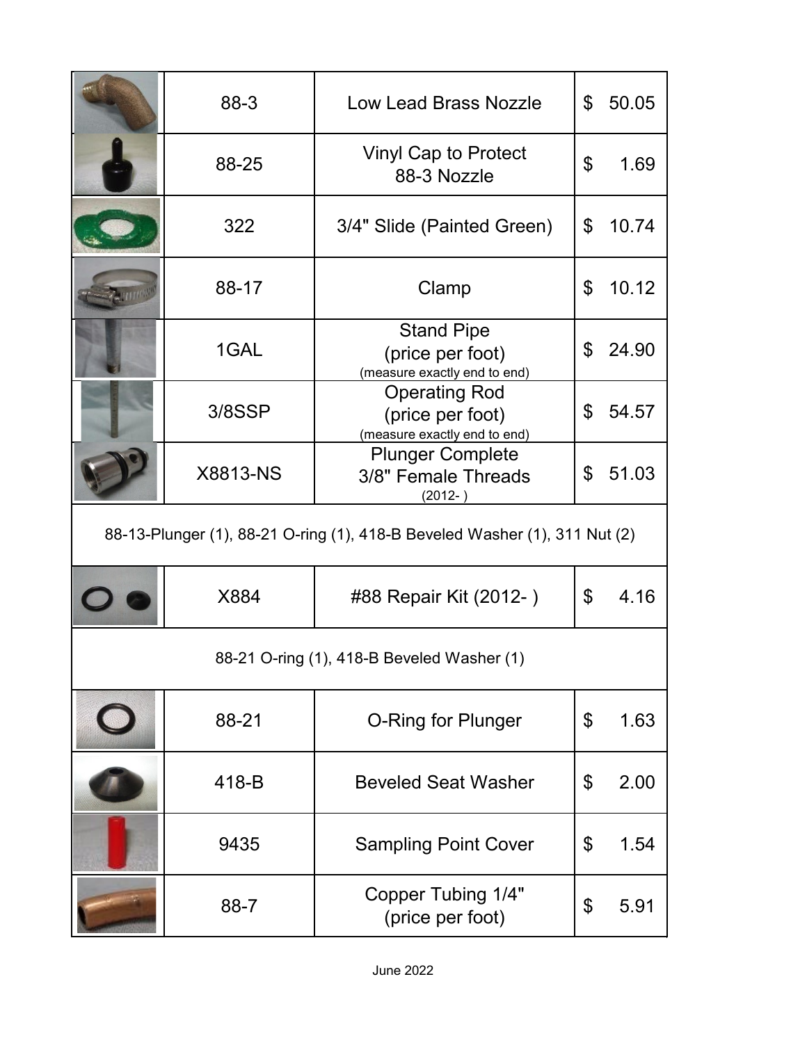| | Part No. | Description | Price |
|---|---|---|---|
| | 88-3 | Low Lead Brass Nozzle | $ 50.05 |
| | 88-25 | Vinyl Cap to Protect 88-3 Nozzle | $ 1.69 |
| | 322 | 3/4" Slide (Painted Green) | $ 10.74 |
| | 88-17 | Clamp | $ 10.12 |
| | 1GAL | Stand Pipe (price per foot) (measure exactly end to end) | $ 24.90 |
| | 3/8SSP | Operating Rod (price per foot) (measure exactly end to end) | $ 54.57 |
| | X8813-NS | Plunger Complete 3/8" Female Threads (2012- ) | $ 51.03 |
| 88-13-Plunger (1), 88-21 O-ring (1), 418-B Beveled Washer (1), 311 Nut (2) | | | |
| | X884 | #88 Repair Kit (2012- ) | $ 4.16 |
| 88-21 O-ring (1), 418-B Beveled Washer (1) | | | |
| | 88-21 | O-Ring for Plunger | $ 1.63 |
| | 418-B | Beveled Seat Washer | $ 2.00 |
| | 9435 | Sampling Point Cover | $ 1.54 |
| | 88-7 | Copper Tubing 1/4" (price per foot) | $ 5.91 |

June 2022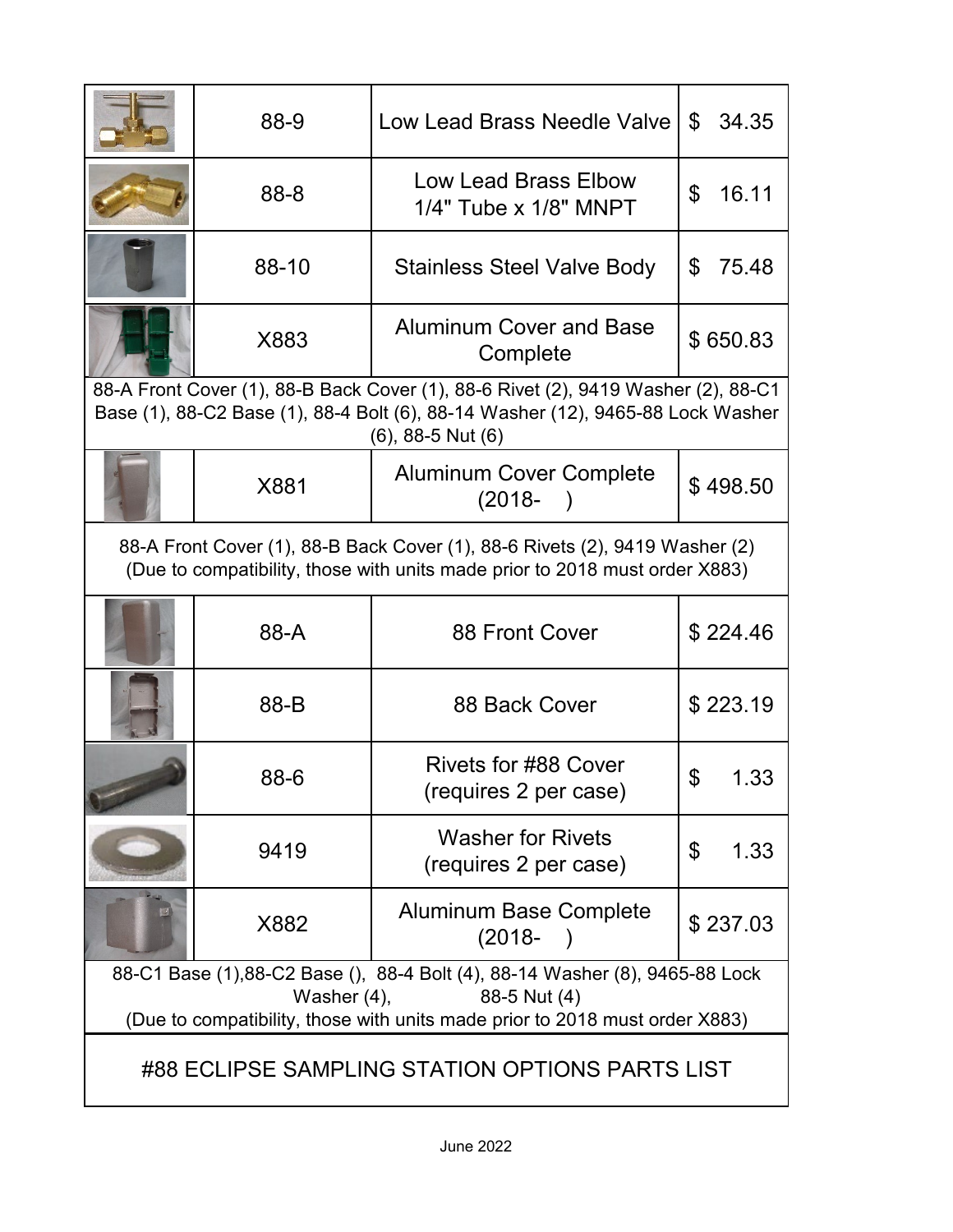| | Part # | Description | Price |
|---|---|---|---|
| | 88-9 | Low Lead Brass Needle Valve | $ 34.35 |
| | 88-8 | Low Lead Brass Elbow 1/4" Tube x 1/8" MNPT | $ 16.11 |
| | 88-10 | Stainless Steel Valve Body | $ 75.48 |
| | X883 | Aluminum Cover and Base Complete | $ 650.83 |
| 88-A Front Cover (1), 88-B Back Cover (1), 88-6 Rivet (2), 9419 Washer (2), 88-C1 Base (1), 88-C2 Base (1), 88-4 Bolt (6), 88-14 Washer (12), 9465-88 Lock Washer (6), 88-5 Nut (6) | | | |
| | X881 | Aluminum Cover Complete (2018- ) | $ 498.50 |
| 88-A Front Cover (1), 88-B Back Cover (1), 88-6 Rivets (2), 9419 Washer (2) (Due to compatibility, those with units made prior to 2018 must order X883) | | | |
| | 88-A | 88 Front Cover | $ 224.46 |
| | 88-B | 88 Back Cover | $ 223.19 |
| | 88-6 | Rivets for #88 Cover (requires 2 per case) | $ 1.33 |
| | 9419 | Washer for Rivets (requires 2 per case) | $ 1.33 |
| | X882 | Aluminum Base Complete (2018- ) | $ 237.03 |
| 88-C1 Base (1),88-C2 Base (), 88-4 Bolt (4), 88-14 Washer (8), 9465-88 Lock Washer (4), 88-5 Nut (4) (Due to compatibility, those with units made prior to 2018 must order X883) | | | |

#88 ECLIPSE SAMPLING STATION OPTIONS PARTS LIST

June 2022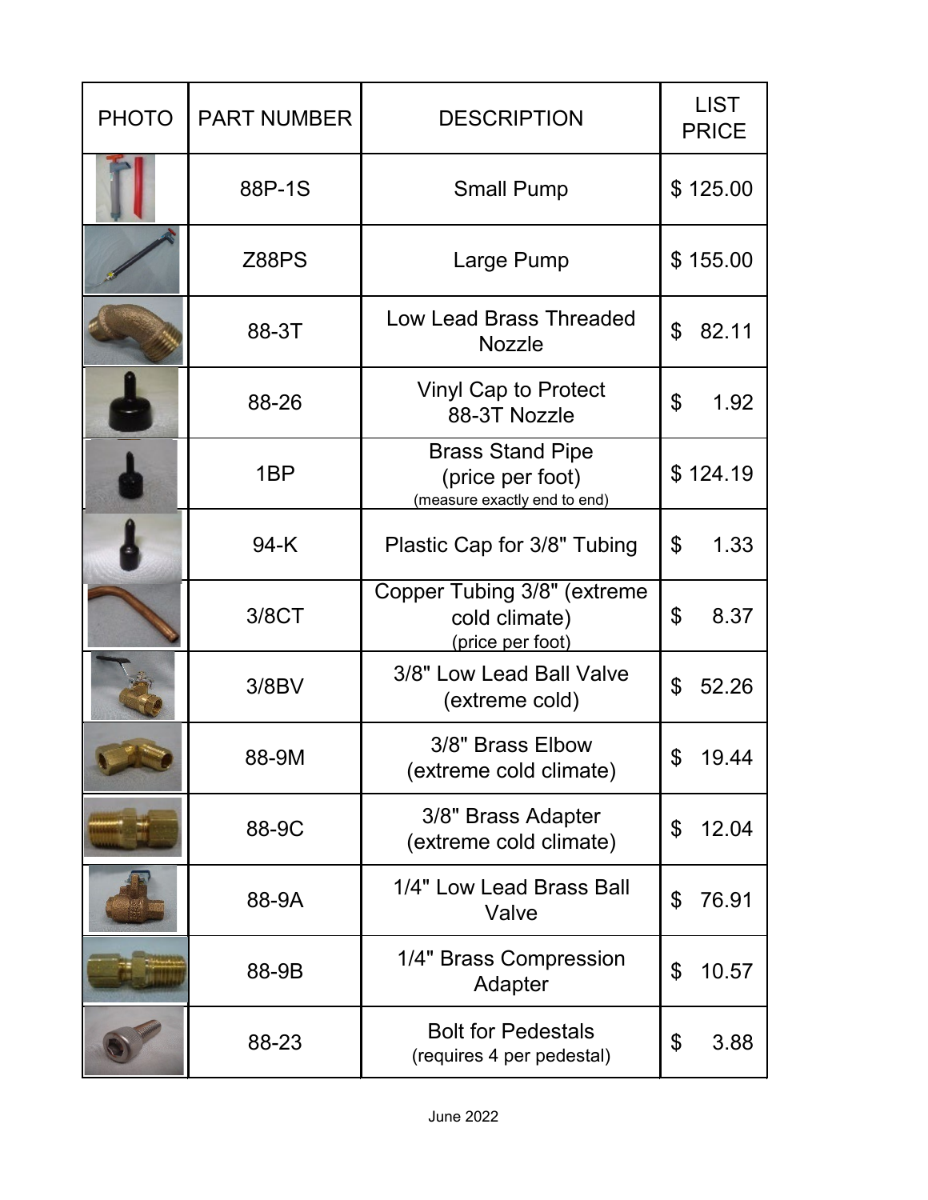| PHOTO | PART NUMBER | DESCRIPTION | LIST PRICE |
|---|---|---|---|
| | 88P-1S | Small Pump | $ 125.00 |
| | Z88PS | Large Pump | $ 155.00 |
| | 88-3T | Low Lead Brass Threaded Nozzle | $ 82.11 |
| | 88-26 | Vinyl Cap to Protect 88-3T Nozzle | $ 1.92 |
| | 1BP | Brass Stand Pipe (price per foot) (measure exactly end to end) | $ 124.19 |
| | 94-K | Plastic Cap for 3/8" Tubing | $ 1.33 |
| | 3/8CT | Copper Tubing 3/8" (extreme cold climate) (price per foot) | $ 8.37 |
| | 3/8BV | 3/8" Low Lead Ball Valve (extreme cold) | $ 52.26 |
| | 88-9M | 3/8" Brass Elbow (extreme cold climate) | $ 19.44 |
| | 88-9C | 3/8" Brass Adapter (extreme cold climate) | $ 12.04 |
| | 88-9A | 1/4" Low Lead Brass Ball Valve | $ 76.91 |
| | 88-9B | 1/4" Brass Compression Adapter | $ 10.57 |
| | 88-23 | Bolt for Pedestals (requires 4 per pedestal) | $ 3.88 |

June 2022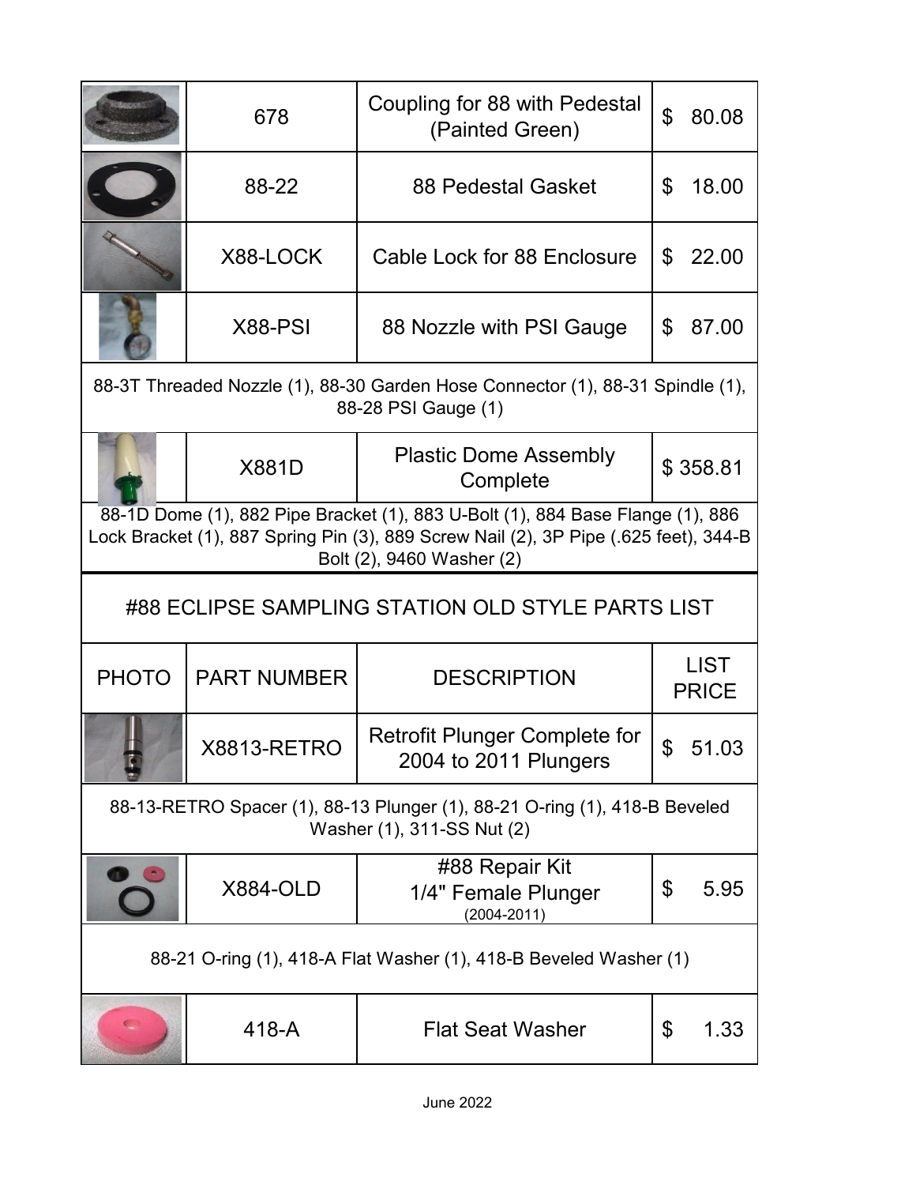| PHOTO | PART NUMBER | DESCRIPTION | LIST PRICE |
|---|---|---|---|
| | 678 | Coupling for 88 with Pedestal (Painted Green) | $ 80.08 |
| | 88-22 | 88 Pedestal Gasket | $ 18.00 |
| | X88-LOCK | Cable Lock for 88 Enclosure | $ 22.00 |
| | X88-PSI | 88 Nozzle with PSI Gauge | $ 87.00 |
| 88-3T Threaded Nozzle (1), 88-30 Garden Hose Connector (1), 88-31 Spindle (1), 88-28 PSI Gauge (1) | | | |
| | X881D | Plastic Dome Assembly Complete | $ 358.81 |
| 88-1D Dome (1), 882 Pipe Bracket (1), 883 U-Bolt (1), 884 Base Flange (1), 886 Lock Bracket (1), 887 Spring Pin (3), 889 Screw Nail (2), 3P Pipe (.625 feet), 344-B Bolt (2), 9460 Washer (2) | | | |

## #88 ECLIPSE SAMPLING STATION OLD STYLE PARTS LIST

| PHOTO | PART NUMBER | DESCRIPTION | LIST PRICE |
|---|---|---|---|
| | X8813-RETRO | Retrofit Plunger Complete for 2004 to 2011 Plungers | $ 51.03 |
| 88-13-RETRO Spacer (1), 88-13 Plunger (1), 88-21 O-ring (1), 418-B Beveled Washer (1), 311-SS Nut (2) | | | |
| | X884-OLD | #88 Repair Kit 1/4" Female Plunger (2004-2011) | $ 5.95 |
| 88-21 O-ring (1), 418-A Flat Washer (1), 418-B Beveled Washer (1) | | | |
| | 418-A | Flat Seat Washer | $ 1.33 |

June 2022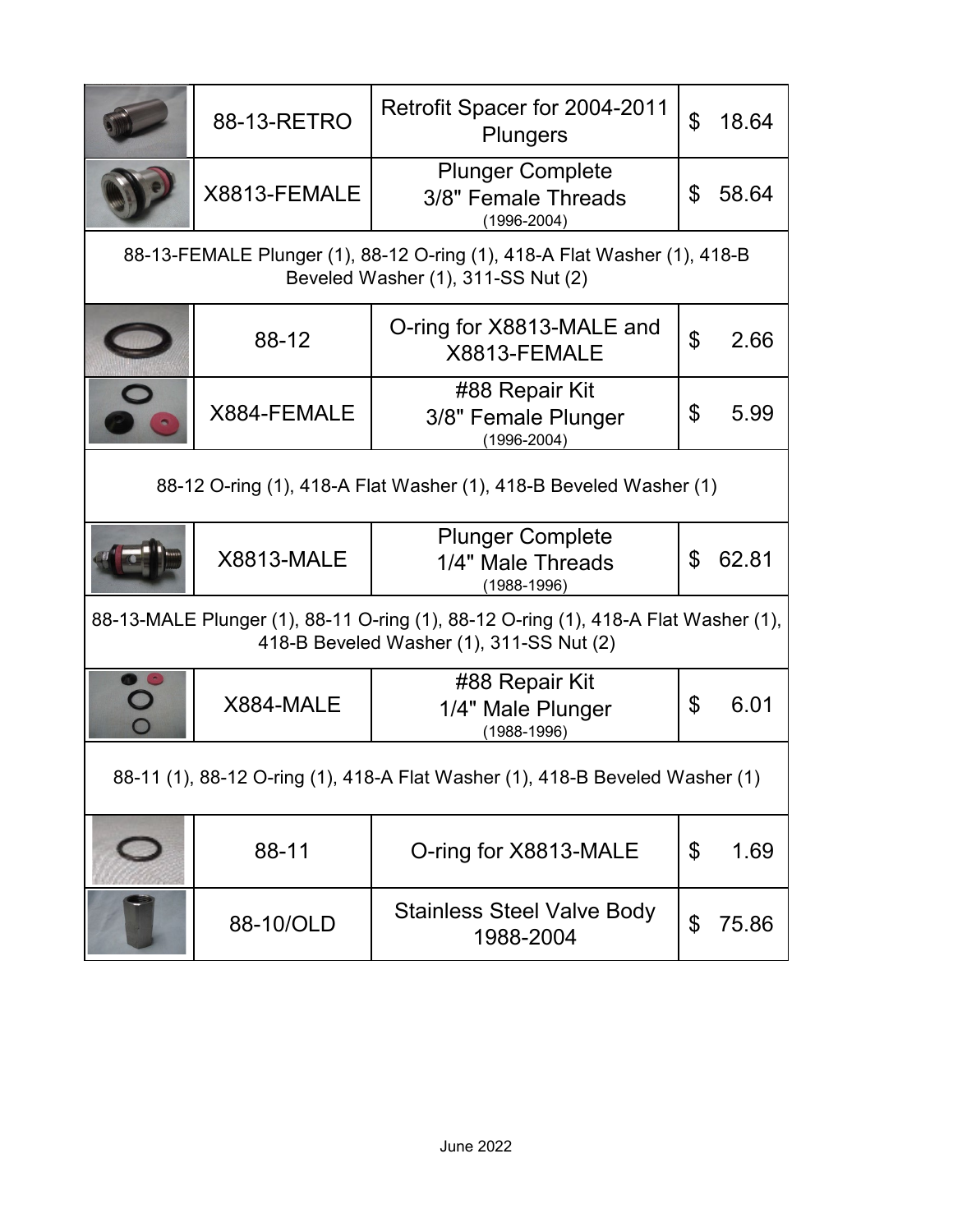| | | | |
|---|---|---|---|
| | 88-13-RETRO | Retrofit Spacer for 2004-2011 Plungers | $ 18.64 |
| | X8813-FEMALE | Plunger Complete 3/8" Female Threads (1996-2004) | $ 58.64 |
| 88-13-FEMALE Plunger (1), 88-12 O-ring (1), 418-A Flat Washer (1), 418-B Beveled Washer (1), 311-SS Nut (2) | | | |
| | 88-12 | O-ring for X8813-MALE and X8813-FEMALE | $ 2.66 |
| | X884-FEMALE | #88 Repair Kit 3/8" Female Plunger (1996-2004) | $ 5.99 |
| 88-12 O-ring (1), 418-A Flat Washer (1), 418-B Beveled Washer (1) | | | |
| | X8813-MALE | Plunger Complete 1/4" Male Threads (1988-1996) | $ 62.81 |
| 88-13-MALE Plunger (1), 88-11 O-ring (1), 88-12 O-ring (1), 418-A Flat Washer (1), 418-B Beveled Washer (1), 311-SS Nut (2) | | | |
| | X884-MALE | #88 Repair Kit 1/4" Male Plunger (1988-1996) | $ 6.01 |
| 88-11 (1), 88-12 O-ring (1), 418-A Flat Washer (1), 418-B Beveled Washer (1) | | | |
| | 88-11 | O-ring for X8813-MALE | $ 1.69 |
| | 88-10/OLD | Stainless Steel Valve Body 1988-2004 | $ 75.86 |

June 2022